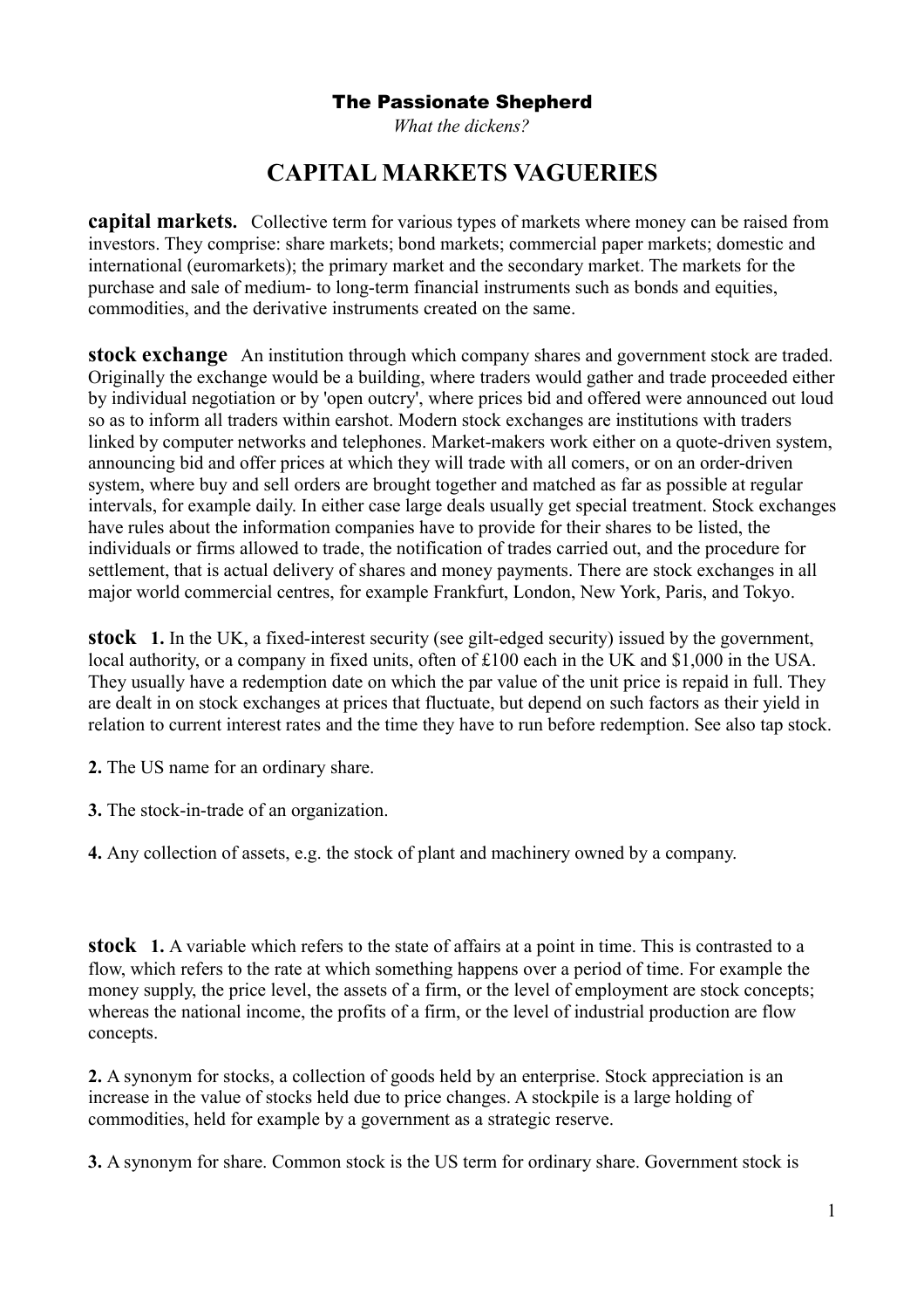**The Passionate Shepherd**

*What the dickens?*

# CAPITAL MARKETS VAGUERIES

**capital markets.** Collective term for various types of markets where money can be raised from investors. They comprise: share markets; bond markets; commercial paper markets; domestic and international (euromarkets); the primary market and the secondary market. The markets for the purchase and sale of medium- to long-term financial instruments such as bonds and equities, commodities, and the derivative instruments created on the same.

**stock exchange** An institution through which company shares and government stock are traded. Originally the exchange would be a building, where traders would gather and trade proceeded either by individual negotiation or by 'open outcry', where prices bid and offered were announced out loud so as to inform all traders within earshot. Modern stock exchanges are institutions with traders linked by computer networks and telephones. Market-makers work either on a quote-driven system, announcing bid and offer prices at which they will trade with all comers, or on an order-driven system, where buy and sell orders are brought together and matched as far as possible at regular intervals, for example daily. In either case large deals usually get special treatment. Stock exchanges have rules about the information companies have to provide for their shares to be listed, the individuals or firms allowed to trade, the notification of trades carried out, and the procedure for settlement, that is actual delivery of shares and money payments. There are stock exchanges in all major world commercial centres, for example Frankfurt, London, New York, Paris, and Tokyo.

**stock** **1.** In the UK, a fixed-interest security (see gilt-edged security) issued by the government, local authority, or a company in fixed units, often of £100 each in the UK and $1,000 in the USA. They usually have a redemption date on which the par value of the unit price is repaid in full. They are dealt in on stock exchanges at prices that fluctuate, but depend on such factors as their yield in relation to current interest rates and the time they have to run before redemption. See also tap stock.

**2.** The US name for an ordinary share.

**3.** The stock-in-trade of an organization.

**4.** Any collection of assets, e.g. the stock of plant and machinery owned by a company.

**stock** **1.** A variable which refers to the state of affairs at a point in time. This is contrasted to a flow, which refers to the rate at which something happens over a period of time. For example the money supply, the price level, the assets of a firm, or the level of employment are stock concepts; whereas the national income, the profits of a firm, or the level of industrial production are flow concepts.

**2.** A synonym for stocks, a collection of goods held by an enterprise. Stock appreciation is an increase in the value of stocks held due to price changes. A stockpile is a large holding of commodities, held for example by a government as a strategic reserve.

**3.** A synonym for share. Common stock is the US term for ordinary share. Government stock is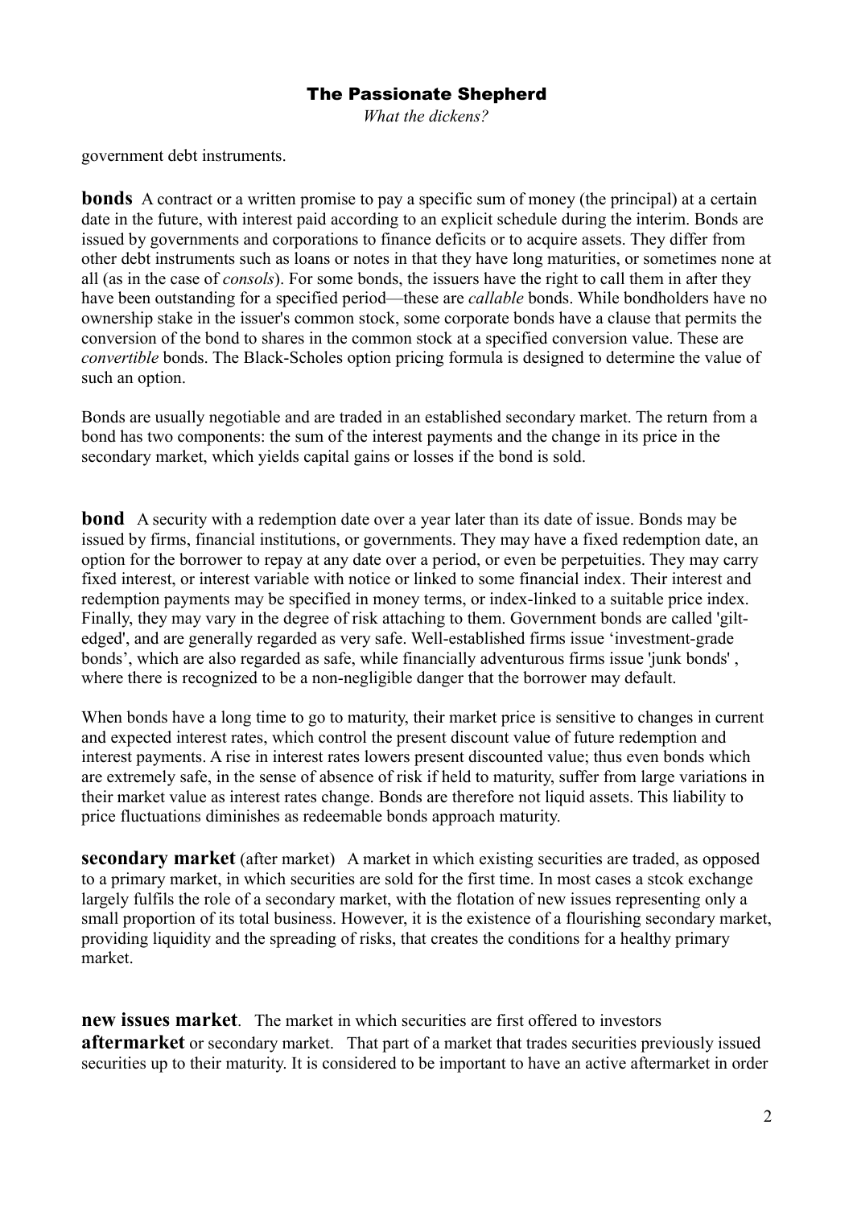government debt instruments.

**bonds** A contract or a written promise to pay a specific sum of money (the principal) at a certain date in the future, with interest paid according to an explicit schedule during the interim. Bonds are issued by governments and corporations to finance deficits or to acquire assets. They differ from other debt instruments such as loans or notes in that they have long maturities, or sometimes none at all (as in the case of *consols*). For some bonds, the issuers have the right to call them in after they have been outstanding for a specified period—these are *callable* bonds. While bondholders have no ownership stake in the issuer's common stock, some corporate bonds have a clause that permits the conversion of the bond to shares in the common stock at a specified conversion value. These are *convertible* bonds. The Black-Scholes option pricing formula is designed to determine the value of such an option.

Bonds are usually negotiable and are traded in an established secondary market. The return from a bond has two components: the sum of the interest payments and the change in its price in the secondary market, which yields capital gains or losses if the bond is sold.

**bond** A security with a redemption date over a year later than its date of issue. Bonds may be issued by firms, financial institutions, or governments. They may have a fixed redemption date, an option for the borrower to repay at any date over a period, or even be perpetuities. They may carry fixed interest, or interest variable with notice or linked to some financial index. Their interest and redemption payments may be specified in money terms, or index-linked to a suitable price index. Finally, they may vary in the degree of risk attaching to them. Government bonds are called 'gilt-edged', and are generally regarded as very safe. Well-established firms issue 'investment-grade bonds', which are also regarded as safe, while financially adventurous firms issue 'junk bonds' , where there is recognized to be a non-negligible danger that the borrower may default.

When bonds have a long time to go to maturity, their market price is sensitive to changes in current and expected interest rates, which control the present discount value of future redemption and interest payments. A rise in interest rates lowers present discounted value; thus even bonds which are extremely safe, in the sense of absence of risk if held to maturity, suffer from large variations in their market value as interest rates change. Bonds are therefore not liquid assets. This liability to price fluctuations diminishes as redeemable bonds approach maturity.

**secondary market** (after market) A market in which existing securities are traded, as opposed to a primary market, in which securities are sold for the first time. In most cases a stcok exchange largely fulfils the role of a secondary market, with the flotation of new issues representing only a small proportion of its total business. However, it is the existence of a flourishing secondary market, providing liquidity and the spreading of risks, that creates the conditions for a healthy primary market.

**new issues market**. The market in which securities are first offered to investors

**aftermarket** or secondary market. That part of a market that trades securities previously issued securities up to their maturity. It is considered to be important to have an active aftermarket in order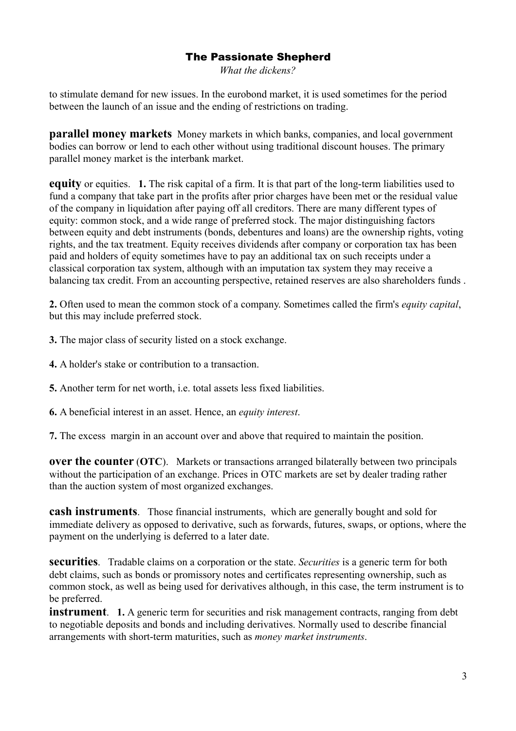to stimulate demand for new issues. In the eurobond market, it is used sometimes for the period between the launch of an issue and the ending of restrictions on trading.

**parallel money markets** Money markets in which banks, companies, and local government bodies can borrow or lend to each other without using traditional discount houses. The primary parallel money market is the interbank market.

**equity** or equities. **1.** The risk capital of a firm. It is that part of the long-term liabilities used to fund a company that take part in the profits after prior charges have been met or the residual value of the company in liquidation after paying off all creditors. There are many different types of equity: common stock, and a wide range of preferred stock. The major distinguishing factors between equity and debt instruments (bonds, debentures and loans) are the ownership rights, voting rights, and the tax treatment. Equity receives dividends after company or corporation tax has been paid and holders of equity sometimes have to pay an additional tax on such receipts under a classical corporation tax system, although with an imputation tax system they may receive a balancing tax credit. From an accounting perspective, retained reserves are also shareholders funds .

**2.** Often used to mean the common stock of a company. Sometimes called the firm's *equity capital*, but this may include preferred stock.

**3.** The major class of security listed on a stock exchange.

**4.** A holder's stake or contribution to a transaction.

**5.** Another term for net worth, i.e. total assets less fixed liabilities.

**6.** A beneficial interest in an asset. Hence, an *equity interest*.

**7.** The excess margin in an account over and above that required to maintain the position.

**over the counter** (**OTC**). Markets or transactions arranged bilaterally between two principals without the participation of an exchange. Prices in OTC markets are set by dealer trading rather than the auction system of most organized exchanges.

**cash instruments**. Those financial instruments, which are generally bought and sold for immediate delivery as opposed to derivative, such as forwards, futures, swaps, or options, where the payment on the underlying is deferred to a later date.

**securities**. Tradable claims on a corporation or the state. *Securities* is a generic term for both debt claims, such as bonds or promissory notes and certificates representing ownership, such as common stock, as well as being used for derivatives although, in this case, the term instrument is to be preferred.

**instrument**. **1.** A generic term for securities and risk management contracts, ranging from debt to negotiable deposits and bonds and including derivatives. Normally used to describe financial arrangements with short-term maturities, such as *money market instruments*.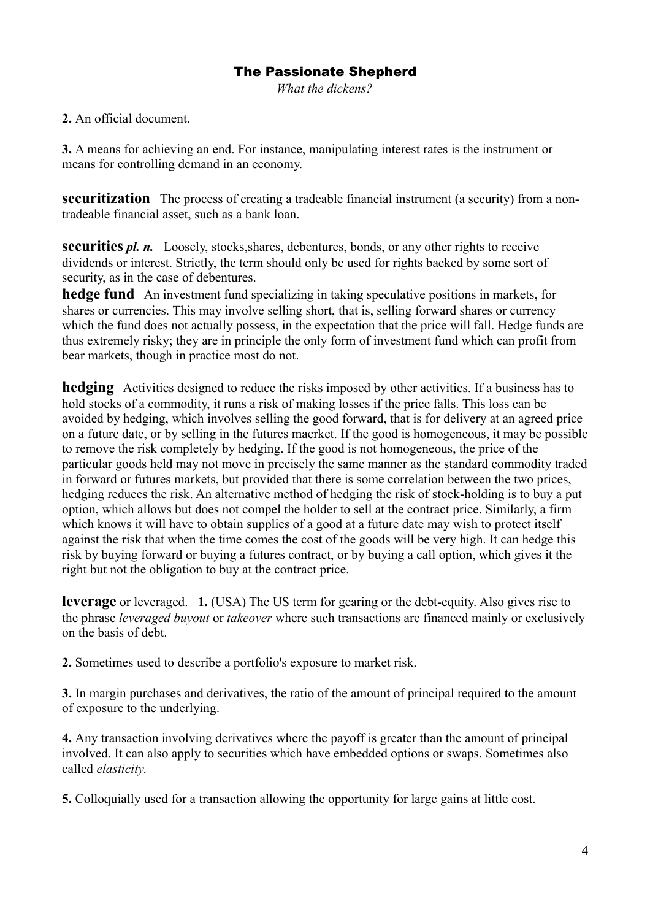## The Passionate Shepherd

*What the dickens?*

**2.** An official document.

**3.** A means for achieving an end. For instance, manipulating interest rates is the instrument or means for controlling demand in an economy.

**securitization** The process of creating a tradeable financial instrument (a security) from a non-tradeable financial asset, such as a bank loan.

**securities** ***pl. n.*** Loosely, stocks,shares, debentures, bonds, or any other rights to receive dividends or interest. Strictly, the term should only be used for rights backed by some sort of security, as in the case of debentures.

**hedge fund** An investment fund specializing in taking speculative positions in markets, for shares or currencies. This may involve selling short, that is, selling forward shares or currency which the fund does not actually possess, in the expectation that the price will fall. Hedge funds are thus extremely risky; they are in principle the only form of investment fund which can profit from bear markets, though in practice most do not.

**hedging** Activities designed to reduce the risks imposed by other activities. If a business has to hold stocks of a commodity, it runs a risk of making losses if the price falls. This loss can be avoided by hedging, which involves selling the good forward, that is for delivery at an agreed price on a future date, or by selling in the futures maerket. If the good is homogeneous, it may be possible to remove the risk completely by hedging. If the good is not homogeneous, the price of the particular goods held may not move in precisely the same manner as the standard commodity traded in forward or futures markets, but provided that there is some correlation between the two prices, hedging reduces the risk. An alternative method of hedging the risk of stock-holding is to buy a put option, which allows but does not compel the holder to sell at the contract price. Similarly, a firm which knows it will have to obtain supplies of a good at a future date may wish to protect itself against the risk that when the time comes the cost of the goods will be very high. It can hedge this risk by buying forward or buying a futures contract, or by buying a call option, which gives it the right but not the obligation to buy at the contract price.

**leverage** or leveraged. **1.** (USA) The US term for gearing or the debt-equity. Also gives rise to the phrase *leveraged buyout* or *takeover* where such transactions are financed mainly or exclusively on the basis of debt.

**2.** Sometimes used to describe a portfolio's exposure to market risk.

**3.** In margin purchases and derivatives, the ratio of the amount of principal required to the amount of exposure to the underlying.

**4.** Any transaction involving derivatives where the payoff is greater than the amount of principal involved. It can also apply to securities which have embedded options or swaps. Sometimes also called *elasticity.*

**5.** Colloquially used for a transaction allowing the opportunity for large gains at little cost.